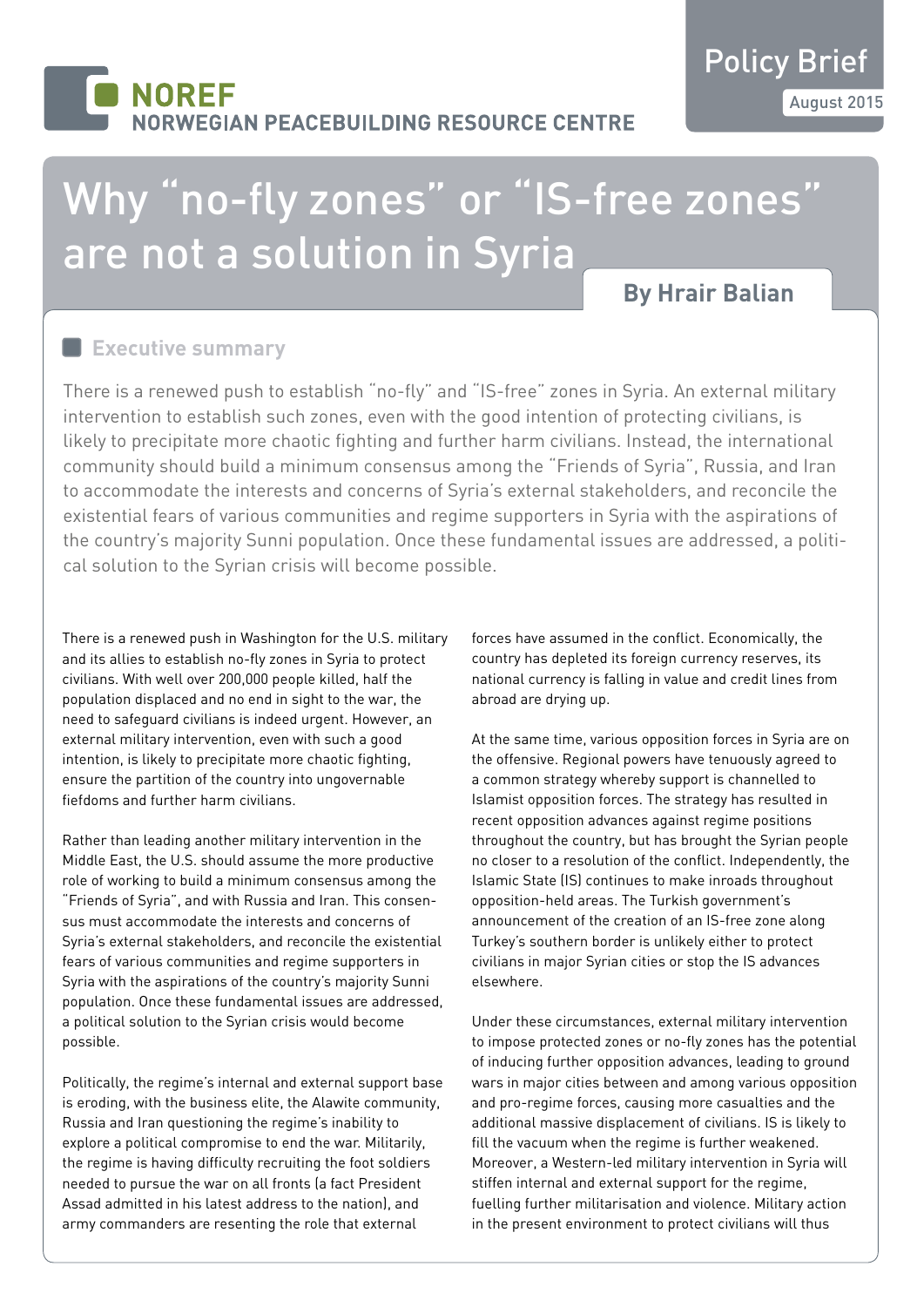NOREF
NORWEGIAN PEACEBUILDING RESOURCE CENTRE

Policy Brief

August 2015

# Why "no-fly zones" or "IS-free zones" are not a solution in Syria

**By Hrair Balian**

## Executive summary

There is a renewed push to establish "no-fly" and "IS-free" zones in Syria. An external military intervention to establish such zones, even with the good intention of protecting civilians, is likely to precipitate more chaotic fighting and further harm civilians. Instead, the international community should build a minimum consensus among the "Friends of Syria", Russia, and Iran to accommodate the interests and concerns of Syria's external stakeholders, and reconcile the existential fears of various communities and regime supporters in Syria with the aspirations of the country's majority Sunni population. Once these fundamental issues are addressed, a political solution to the Syrian crisis will become possible.

There is a renewed push in Washington for the U.S. military and its allies to establish no-fly zones in Syria to protect civilians. With well over 200,000 people killed, half the population displaced and no end in sight to the war, the need to safeguard civilians is indeed urgent. However, an external military intervention, even with such a good intention, is likely to precipitate more chaotic fighting, ensure the partition of the country into ungovernable fiefdoms and further harm civilians.

Rather than leading another military intervention in the Middle East, the U.S. should assume the more productive role of working to build a minimum consensus among the "Friends of Syria", and with Russia and Iran. This consensus must accommodate the interests and concerns of Syria's external stakeholders, and reconcile the existential fears of various communities and regime supporters in Syria with the aspirations of the country's majority Sunni population. Once these fundamental issues are addressed, a political solution to the Syrian crisis would become possible.

Politically, the regime's internal and external support base is eroding, with the business elite, the Alawite community, Russia and Iran questioning the regime's inability to explore a political compromise to end the war. Militarily, the regime is having difficulty recruiting the foot soldiers needed to pursue the war on all fronts (a fact President Assad admitted in his latest address to the nation), and army commanders are resenting the role that external forces have assumed in the conflict. Economically, the country has depleted its foreign currency reserves, its national currency is falling in value and credit lines from abroad are drying up.

At the same time, various opposition forces in Syria are on the offensive. Regional powers have tenuously agreed to a common strategy whereby support is channelled to Islamist opposition forces. The strategy has resulted in recent opposition advances against regime positions throughout the country, but has brought the Syrian people no closer to a resolution of the conflict. Independently, the Islamic State (IS) continues to make inroads throughout opposition-held areas. The Turkish government's announcement of the creation of an IS-free zone along Turkey's southern border is unlikely either to protect civilians in major Syrian cities or stop the IS advances elsewhere.

Under these circumstances, external military intervention to impose protected zones or no-fly zones has the potential of inducing further opposition advances, leading to ground wars in major cities between and among various opposition and pro-regime forces, causing more casualties and the additional massive displacement of civilians. IS is likely to fill the vacuum when the regime is further weakened. Moreover, a Western-led military intervention in Syria will stiffen internal and external support for the regime, fuelling further militarisation and violence. Military action in the present environment to protect civilians will thus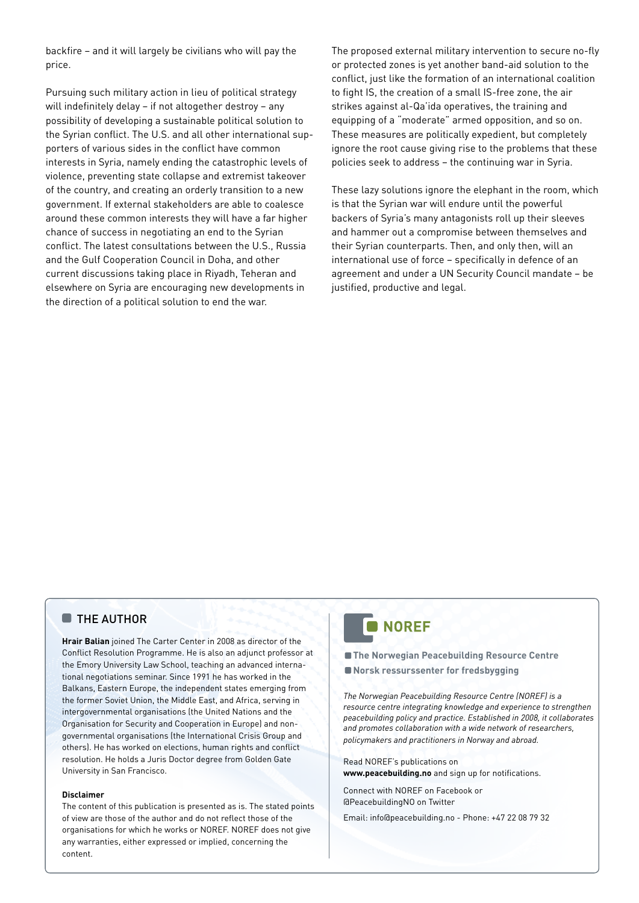backfire – and it will largely be civilians who will pay the price.

Pursuing such military action in lieu of political strategy will indefinitely delay – if not altogether destroy – any possibility of developing a sustainable political solution to the Syrian conflict. The U.S. and all other international supporters of various sides in the conflict have common interests in Syria, namely ending the catastrophic levels of violence, preventing state collapse and extremist takeover of the country, and creating an orderly transition to a new government. If external stakeholders are able to coalesce around these common interests they will have a far higher chance of success in negotiating an end to the Syrian conflict. The latest consultations between the U.S., Russia and the Gulf Cooperation Council in Doha, and other current discussions taking place in Riyadh, Teheran and elsewhere on Syria are encouraging new developments in the direction of a political solution to end the war.

The proposed external military intervention to secure no-fly or protected zones is yet another band-aid solution to the conflict, just like the formation of an international coalition to fight IS, the creation of a small IS-free zone, the air strikes against al-Qa'ida operatives, the training and equipping of a "moderate" armed opposition, and so on. These measures are politically expedient, but completely ignore the root cause giving rise to the problems that these policies seek to address – the continuing war in Syria.

These lazy solutions ignore the elephant in the room, which is that the Syrian war will endure until the powerful backers of Syria's many antagonists roll up their sleeves and hammer out a compromise between themselves and their Syrian counterparts. Then, and only then, will an international use of force – specifically in defence of an agreement and under a UN Security Council mandate – be justified, productive and legal.

## THE AUTHOR

**Hrair Balian** joined The Carter Center in 2008 as director of the Conflict Resolution Programme. He is also an adjunct professor at the Emory University Law School, teaching an advanced international negotiations seminar. Since 1991 he has worked in the Balkans, Eastern Europe, the independent states emerging from the former Soviet Union, the Middle East, and Africa, serving in intergovernmental organisations (the United Nations and the Organisation for Security and Cooperation in Europe) and non-governmental organisations (the International Crisis Group and others). He has worked on elections, human rights and conflict resolution. He holds a Juris Doctor degree from Golden Gate University in San Francisco.

**Disclaimer**

The content of this publication is presented as is. The stated points of view are those of the author and do not reflect those of the organisations for which he works or NOREF. NOREF does not give any warranties, either expressed or implied, concerning the content.

**NOREF**

**The Norwegian Peacebuilding Resource Centre**

**Norsk ressurssenter for fredsbygging**

*The Norwegian Peacebuilding Resource Centre (NOREF) is a resource centre integrating knowledge and experience to strengthen peacebuilding policy and practice. Established in 2008, it collaborates and promotes collaboration with a wide network of researchers, policymakers and practitioners in Norway and abroad.*

Read NOREF's publications on **www.peacebuilding.no** and sign up for notifications.

Connect with NOREF on Facebook or @PeacebuildingNO on Twitter

Email: info@peacebuilding.no - Phone: +47 22 08 79 32